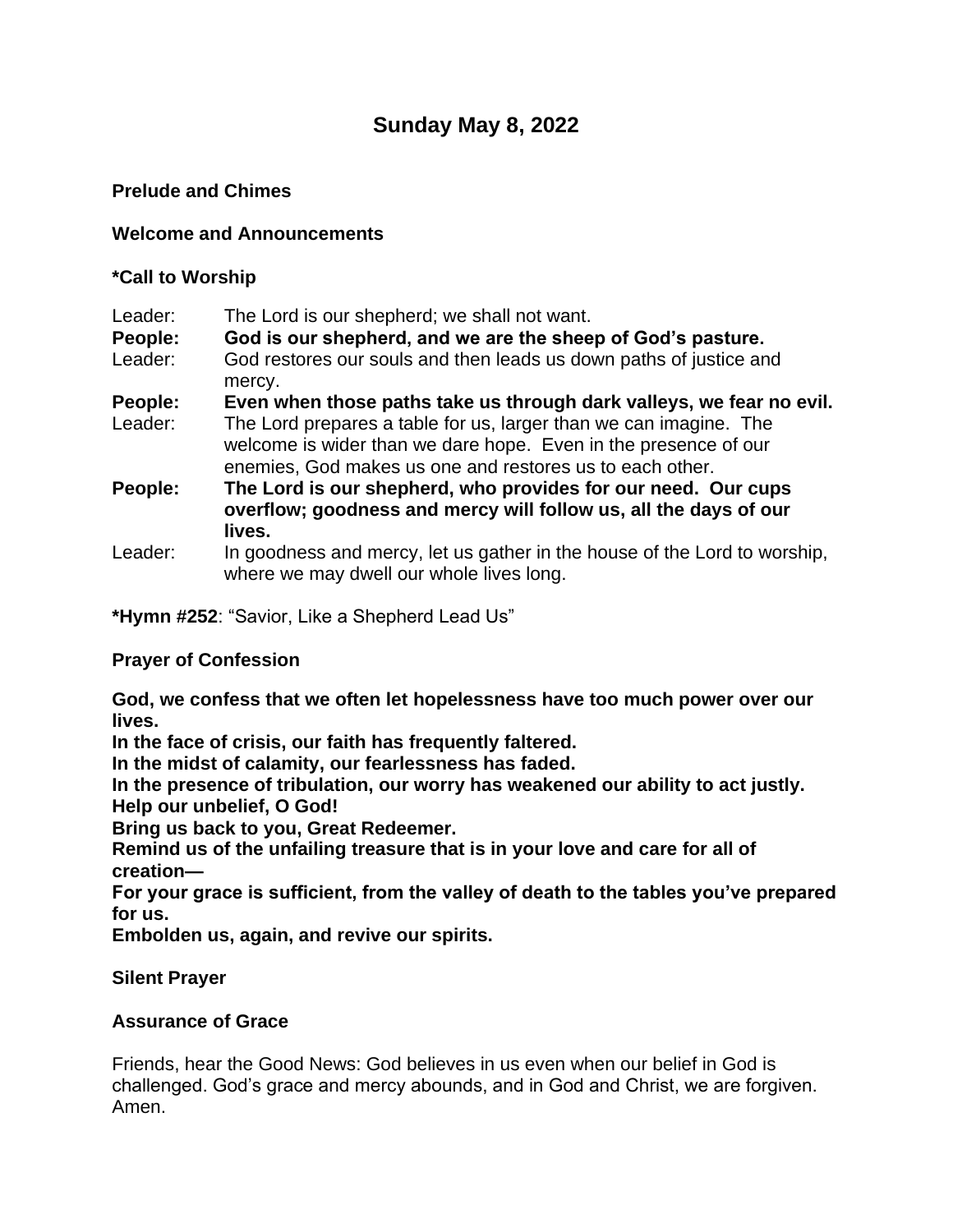# Sunday May 8, 2022

**Prelude and Chimes**

**Welcome and Announcements**

**\*Call to Worship**

Leader: The Lord is our shepherd; we shall not want.
**People: God is our shepherd, and we are the sheep of God's pasture.**
Leader: God restores our souls and then leads us down paths of justice and mercy.
**People: Even when those paths take us through dark valleys, we fear no evil.**
Leader: The Lord prepares a table for us, larger than we can imagine. The welcome is wider than we dare hope. Even in the presence of our enemies, God makes us one and restores us to each other.
**People: The Lord is our shepherd, who provides for our need. Our cups overflow; goodness and mercy will follow us, all the days of our lives.**
Leader: In goodness and mercy, let us gather in the house of the Lord to worship, where we may dwell our whole lives long.

**\*Hymn #252**: "Savior, Like a Shepherd Lead Us"

**Prayer of Confession**

**God, we confess that we often let hopelessness have too much power over our lives.**
**In the face of crisis, our faith has frequently faltered.**
**In the midst of calamity, our fearlessness has faded.**
**In the presence of tribulation, our worry has weakened our ability to act justly.**
**Help our unbelief, O God!**
**Bring us back to you, Great Redeemer.**
**Remind us of the unfailing treasure that is in your love and care for all of creation—**
**For your grace is sufficient, from the valley of death to the tables you've prepared for us.**
**Embolden us, again, and revive our spirits.**

**Silent Prayer**

**Assurance of Grace**

Friends, hear the Good News: God believes in us even when our belief in God is challenged. God's grace and mercy abounds, and in God and Christ, we are forgiven. Amen.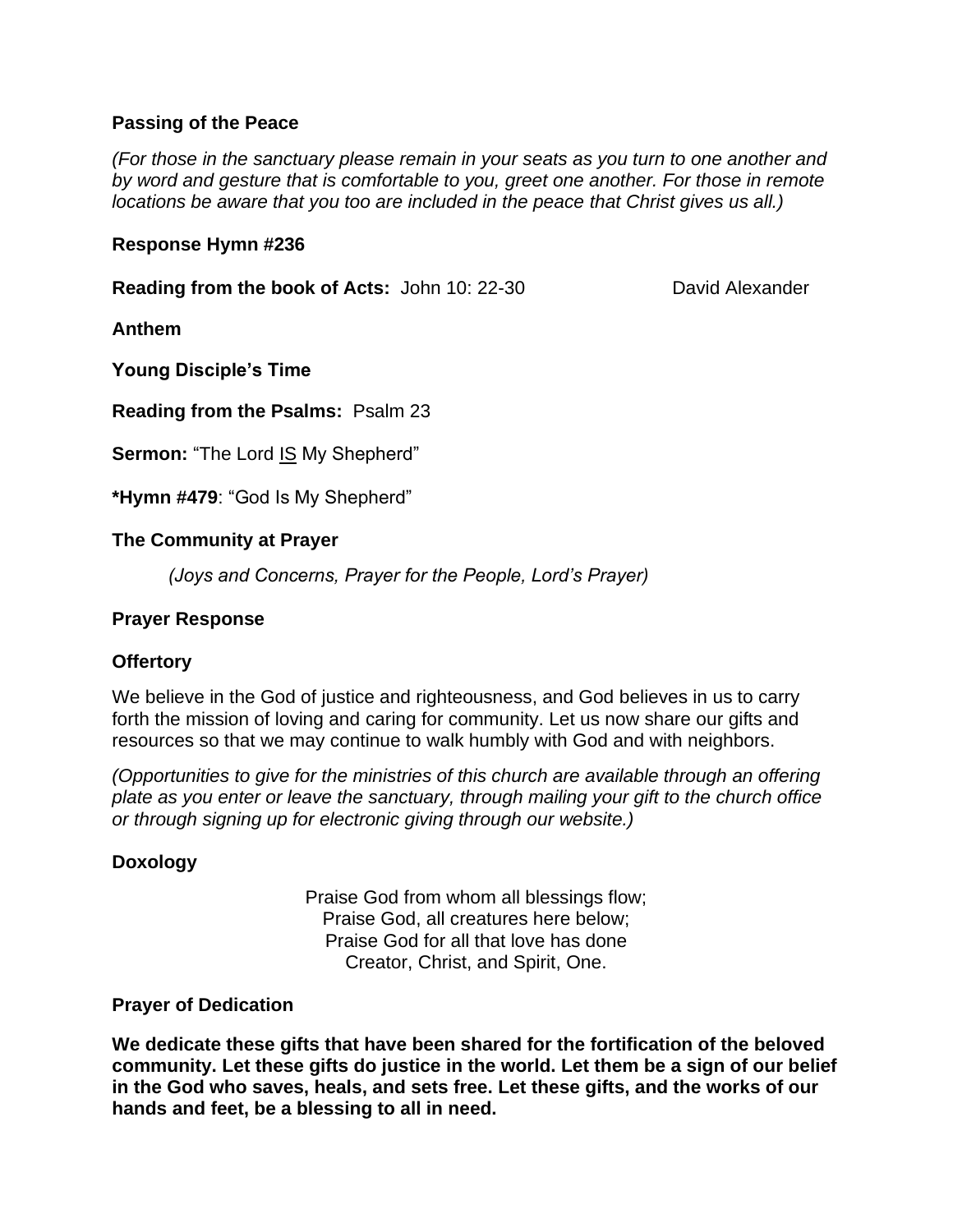**Passing of the Peace**

*(For those in the sanctuary please remain in your seats as you turn to one another and by word and gesture that is comfortable to you, greet one another. For those in remote locations be aware that you too are included in the peace that Christ gives us all.)*

**Response Hymn #236**

**Reading from the book of Acts:** John 10: 22-30 David Alexander

**Anthem**

**Young Disciple's Time**

**Reading from the Psalms:** Psalm 23

**Sermon:** "The Lord <u>IS</u> My Shepherd"

**\*Hymn #479**: "God Is My Shepherd"

**The Community at Prayer**

*(Joys and Concerns, Prayer for the People, Lord's Prayer)*

**Prayer Response**

**Offertory**

We believe in the God of justice and righteousness, and God believes in us to carry forth the mission of loving and caring for community. Let us now share our gifts and resources so that we may continue to walk humbly with God and with neighbors.

*(Opportunities to give for the ministries of this church are available through an offering plate as you enter or leave the sanctuary, through mailing your gift to the church office or through signing up for electronic giving through our website.)*

**Doxology**

Praise God from whom all blessings flow;
Praise God, all creatures here below;
Praise God for all that love has done
Creator, Christ, and Spirit, One.

**Prayer of Dedication**

**We dedicate these gifts that have been shared for the fortification of the beloved community. Let these gifts do justice in the world. Let them be a sign of our belief in the God who saves, heals, and sets free. Let these gifts, and the works of our hands and feet, be a blessing to all in need.**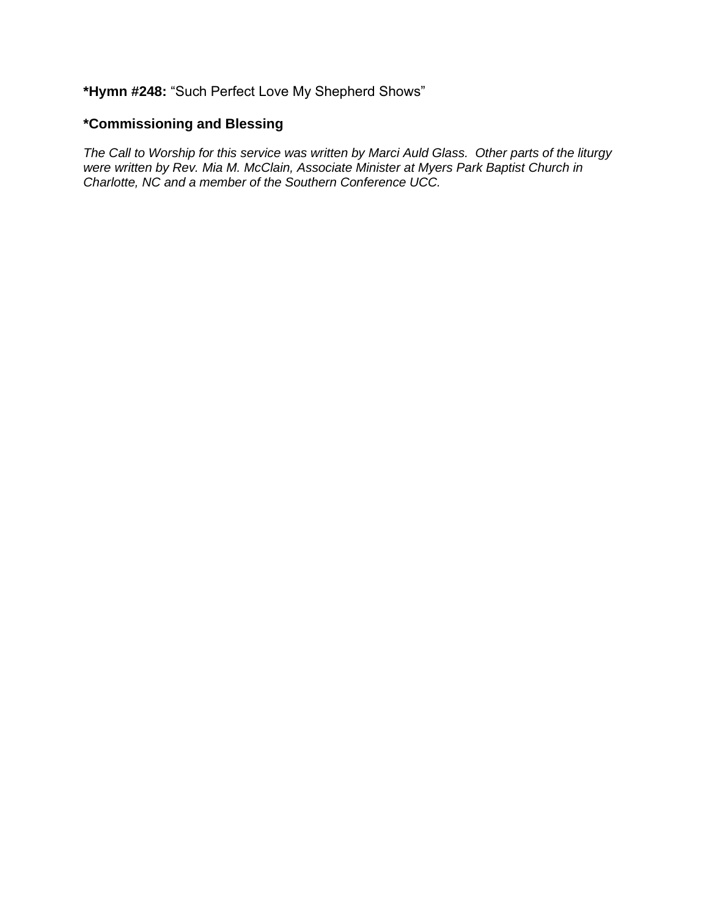**\*Hymn #248:** "Such Perfect Love My Shepherd Shows"

**\*Commissioning and Blessing**

*The Call to Worship for this service was written by Marci Auld Glass. Other parts of the liturgy were written by Rev. Mia M. McClain, Associate Minister at Myers Park Baptist Church in Charlotte, NC and a member of the Southern Conference UCC.*